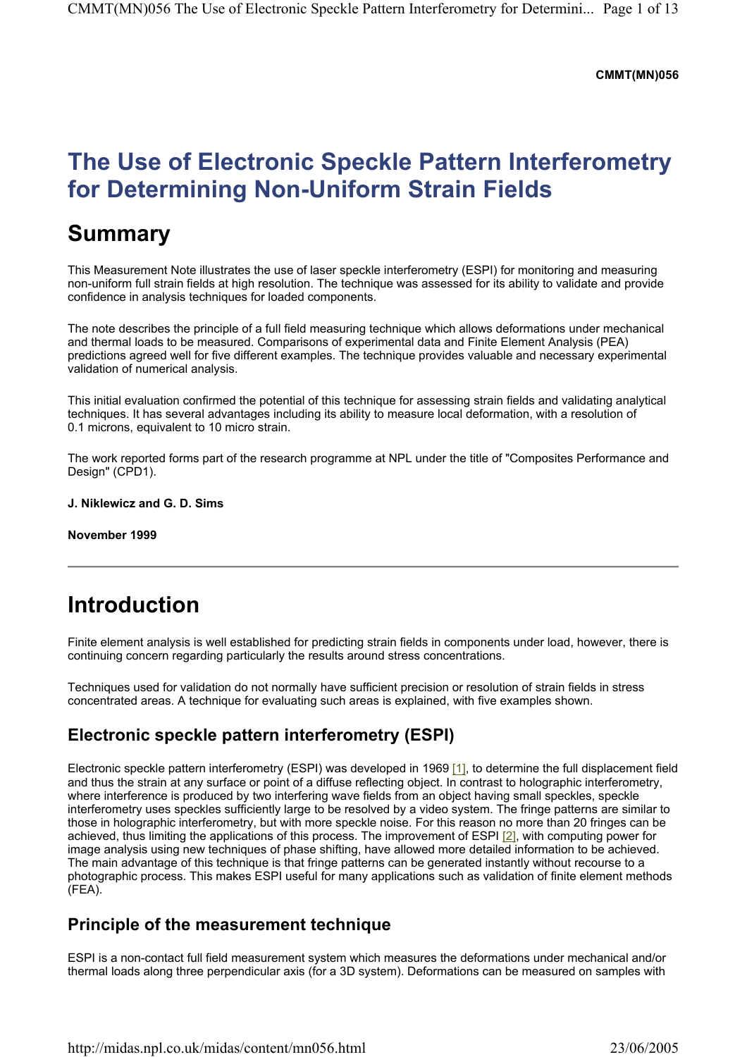**CMMT(MN)056**

# The Use of Electronic Speckle Pattern Interferometry for Determining Non-Uniform Strain Fields

## Summary

This Measurement Note illustrates the use of laser speckle interferometry (ESPI) for monitoring and measuring non-uniform full strain fields at high resolution. The technique was assessed for its ability to validate and provide confidence in analysis techniques for loaded components.

The note describes the principle of a full field measuring technique which allows deformations under mechanical and thermal loads to be measured. Comparisons of experimental data and Finite Element Analysis (PEA) predictions agreed well for five different examples. The technique provides valuable and necessary experimental validation of numerical analysis.

This initial evaluation confirmed the potential of this technique for assessing strain fields and validating analytical techniques. It has several advantages including its ability to measure local deformation, with a resolution of 0.1 microns, equivalent to 10 micro strain.

The work reported forms part of the research programme at NPL under the title of "Composites Performance and Design" (CPD1).

**J. Niklewicz and G. D. Sims**

**November 1999**

---

# Introduction

Finite element analysis is well established for predicting strain fields in components under load, however, there is continuing concern regarding particularly the results around stress concentrations.

Techniques used for validation do not normally have sufficient precision or resolution of strain fields in stress concentrated areas. A technique for evaluating such areas is explained, with five examples shown.

## Electronic speckle pattern interferometry (ESPI)

Electronic speckle pattern interferometry (ESPI) was developed in 1969 [1], to determine the full displacement field and thus the strain at any surface or point of a diffuse reflecting object. In contrast to holographic interferometry, where interference is produced by two interfering wave fields from an object having small speckles, speckle interferometry uses speckles sufficiently large to be resolved by a video system. The fringe patterns are similar to those in holographic interferometry, but with more speckle noise. For this reason no more than 20 fringes can be achieved, thus limiting the applications of this process. The improvement of ESPI [2], with computing power for image analysis using new techniques of phase shifting, have allowed more detailed information to be achieved. The main advantage of this technique is that fringe patterns can be generated instantly without recourse to a photographic process. This makes ESPI useful for many applications such as validation of finite element methods (FEA).

## Principle of the measurement technique

ESPI is a non-contact full field measurement system which measures the deformations under mechanical and/or thermal loads along three perpendicular axis (for a 3D system). Deformations can be measured on samples with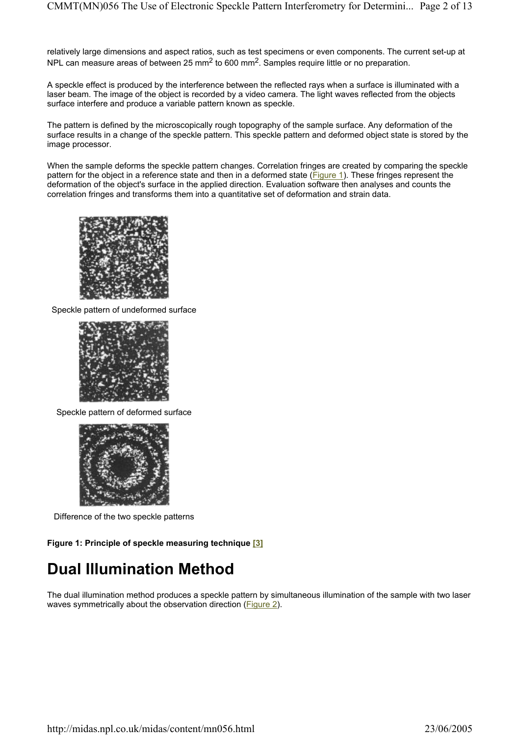relatively large dimensions and aspect ratios, such as test specimens or even components. The current set-up at NPL can measure areas of between 25 $mm^2$ to 600 $mm^2$. Samples require little or no preparation.

A speckle effect is produced by the interference between the reflected rays when a surface is illuminated with a laser beam. The image of the object is recorded by a video camera. The light waves reflected from the objects surface interfere and produce a variable pattern known as speckle.

The pattern is defined by the microscopically rough topography of the sample surface. Any deformation of the surface results in a change of the speckle pattern. This speckle pattern and deformed object state is stored by the image processor.

When the sample deforms the speckle pattern changes. Correlation fringes are created by comparing the speckle pattern for the object in a reference state and then in a deformed state (Figure 1). These fringes represent the deformation of the object's surface in the applied direction. Evaluation software then analyses and counts the correlation fringes and transforms them into a quantitative set of deformation and strain data.

Speckle pattern of undeformed surface

Speckle pattern of deformed surface

Difference of the two speckle patterns

**Figure 1: Principle of speckle measuring technique [3]**

# Dual Illumination Method

The dual illumination method produces a speckle pattern by simultaneous illumination of the sample with two laser waves symmetrically about the observation direction (Figure 2).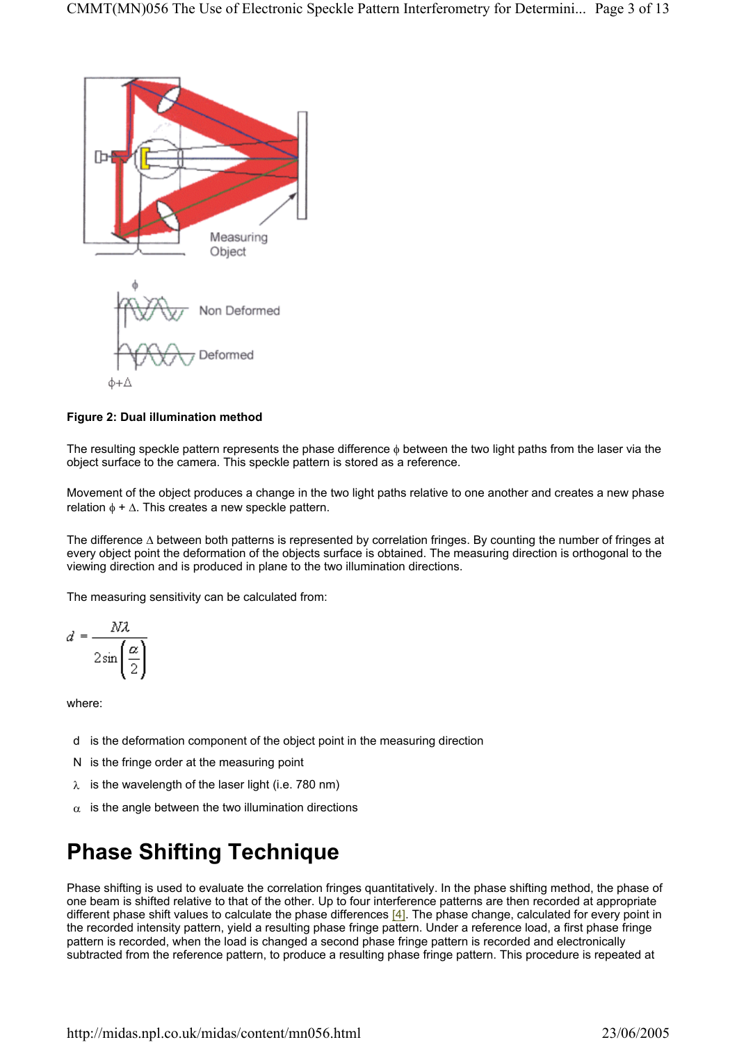Measuring Object

$\phi$

Non Deformed

Deformed

$\phi+\Delta$

**Figure 2: Dual illumination method**

The resulting speckle pattern represents the phase difference $\phi$ between the two light paths from the laser via the object surface to the camera. This speckle pattern is stored as a reference.

Movement of the object produces a change in the two light paths relative to one another and creates a new phase relation $\phi + \Delta$. This creates a new speckle pattern.

The difference $\Delta$ between both patterns is represented by correlation fringes. By counting the number of fringes at every object point the deformation of the objects surface is obtained. The measuring direction is orthogonal to the viewing direction and is produced in plane to the two illumination directions.

The measuring sensitivity can be calculated from:

$$d = \frac{N\lambda}{2\sin\left(\frac{\alpha}{2}\right)}$$

where:

- d  is the deformation component of the object point in the measuring direction
- N  is the fringe order at the measuring point
- $\lambda$  is the wavelength of the laser light (i.e. 780 nm)
- $\alpha$  is the angle between the two illumination directions

# Phase Shifting Technique

Phase shifting is used to evaluate the correlation fringes quantitatively. In the phase shifting method, the phase of one beam is shifted relative to that of the other. Up to four interference patterns are then recorded at appropriate different phase shift values to calculate the phase differences [4]. The phase change, calculated for every point in the recorded intensity pattern, yield a resulting phase fringe pattern. Under a reference load, a first phase fringe pattern is recorded, when the load is changed a second phase fringe pattern is recorded and electronically subtracted from the reference pattern, to produce a resulting phase fringe pattern. This procedure is repeated at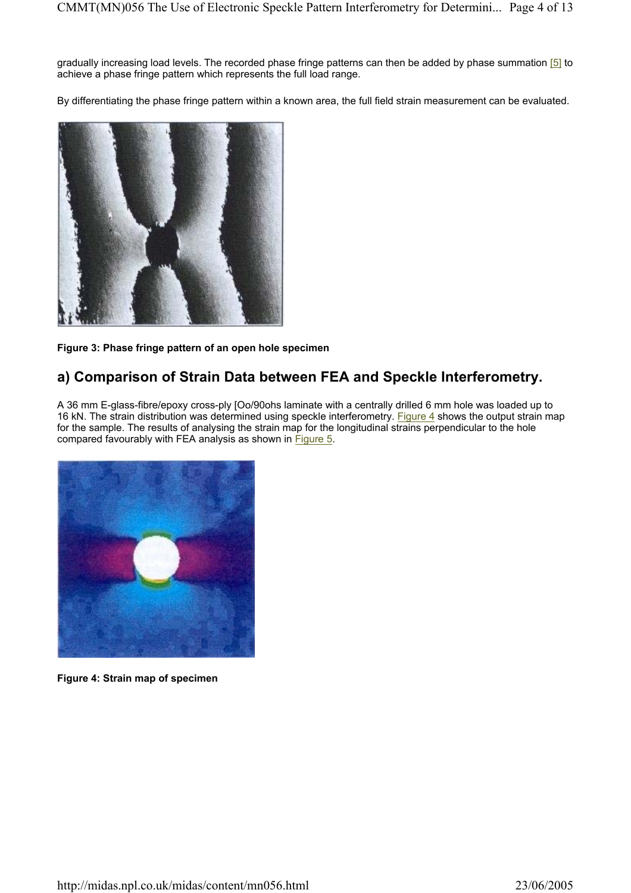gradually increasing load levels. The recorded phase fringe patterns can then be added by phase summation [5] to achieve a phase fringe pattern which represents the full load range.

By differentiating the phase fringe pattern within a known area, the full field strain measurement can be evaluated.

**Figure 3: Phase fringe pattern of an open hole specimen**

## a) Comparison of Strain Data between FEA and Speckle Interferometry.

A 36 mm E-glass-fibre/epoxy cross-ply [Oo/90ohs laminate with a centrally drilled 6 mm hole was loaded up to 16 kN. The strain distribution was determined using speckle interferometry. Figure 4 shows the output strain map for the sample. The results of analysing the strain map for the longitudinal strains perpendicular to the hole compared favourably with FEA analysis as shown in Figure 5.

**Figure 4: Strain map of specimen**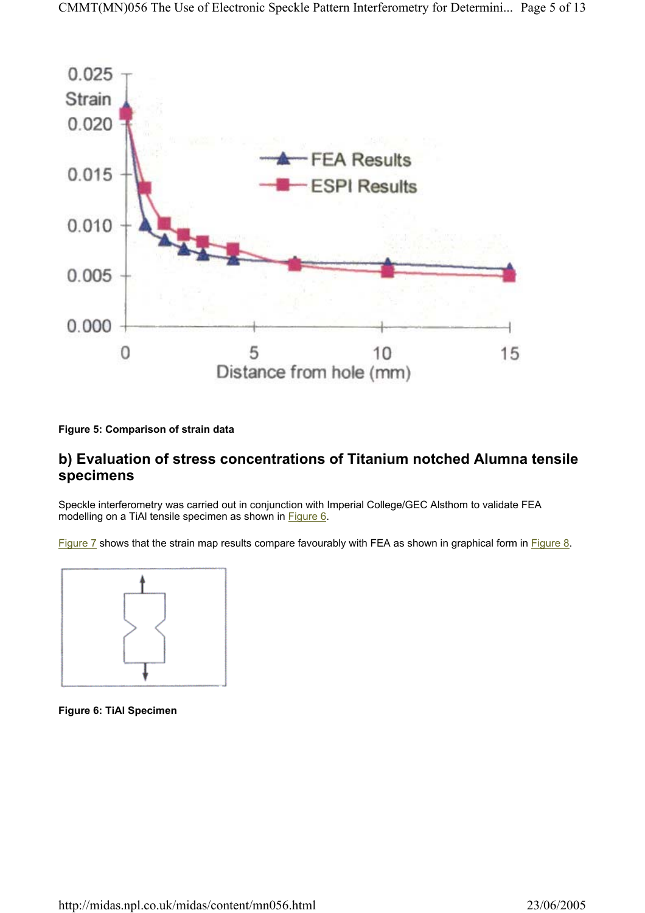Figure 5: Comparison of strain data

## b) Evaluation of stress concentrations of Titanium notched Alumna tensile specimens

Speckle interferometry was carried out in conjunction with Imperial College/GEC Alsthom to validate FEA modelling on a TiAl tensile specimen as shown in Figure 6.

Figure 7 shows that the strain map results compare favourably with FEA as shown in graphical form in Figure 8.

Figure 6: TiAl Specimen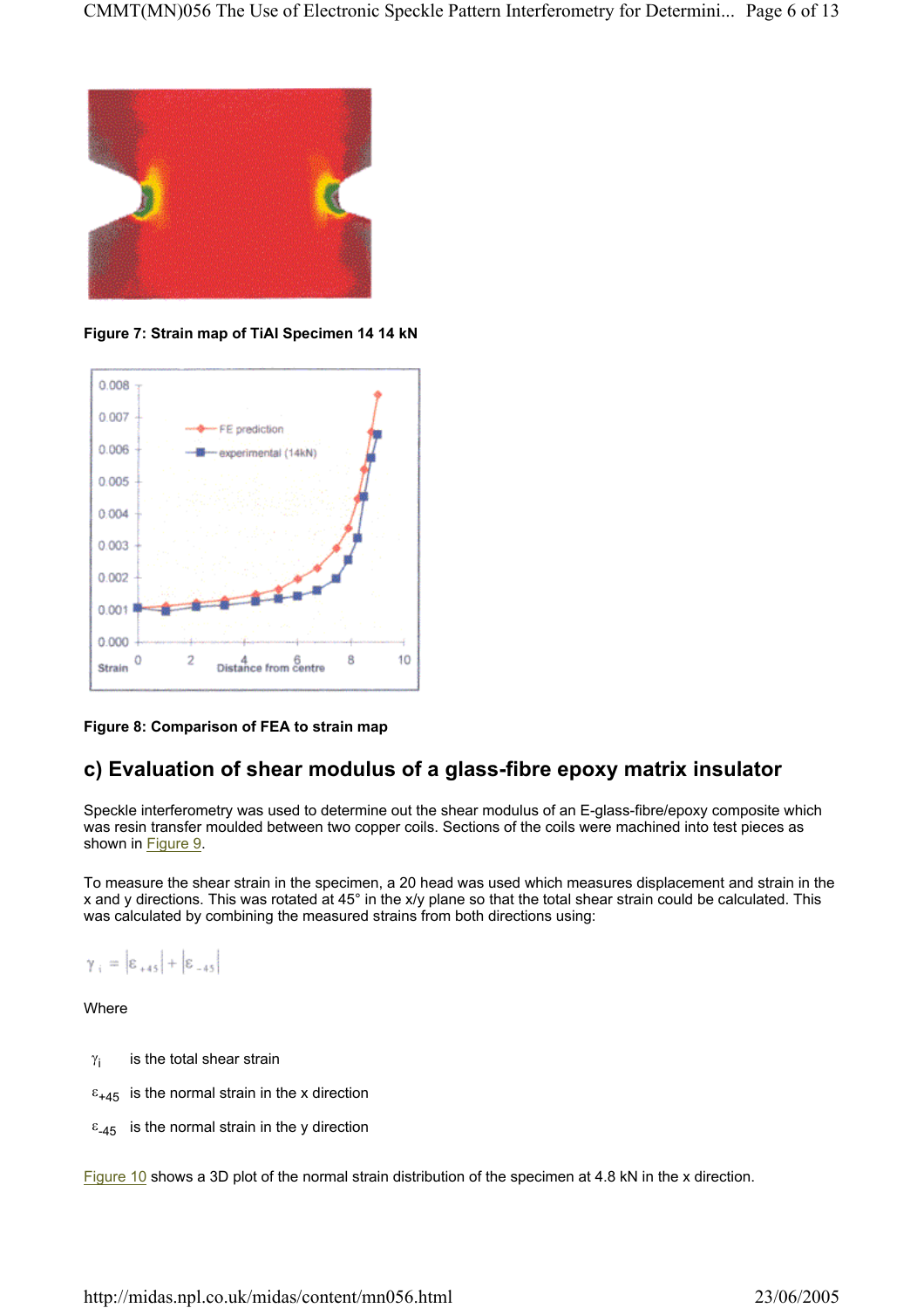Figure 7: Strain map of TiAl Specimen 14 14 kN

Figure 8: Comparison of FEA to strain map

## c) Evaluation of shear modulus of a glass-fibre epoxy matrix insulator

Speckle interferometry was used to determine out the shear modulus of an E-glass-fibre/epoxy composite which was resin transfer moulded between two copper coils. Sections of the coils were machined into test pieces as shown in Figure 9.

To measure the shear strain in the specimen, a 20 head was used which measures displacement and strain in the x and y directions. This was rotated at 45° in the x/y plane so that the total shear strain could be calculated. This was calculated by combining the measured strains from both directions using:

$$\gamma_i = |\varepsilon_{+45}| + |\varepsilon_{-45}|$$

Where

$\gamma_i$ is the total shear strain

$\varepsilon_{+45}$ is the normal strain in the x direction

$\varepsilon_{-45}$ is the normal strain in the y direction

Figure 10 shows a 3D plot of the normal strain distribution of the specimen at 4.8 kN in the x direction.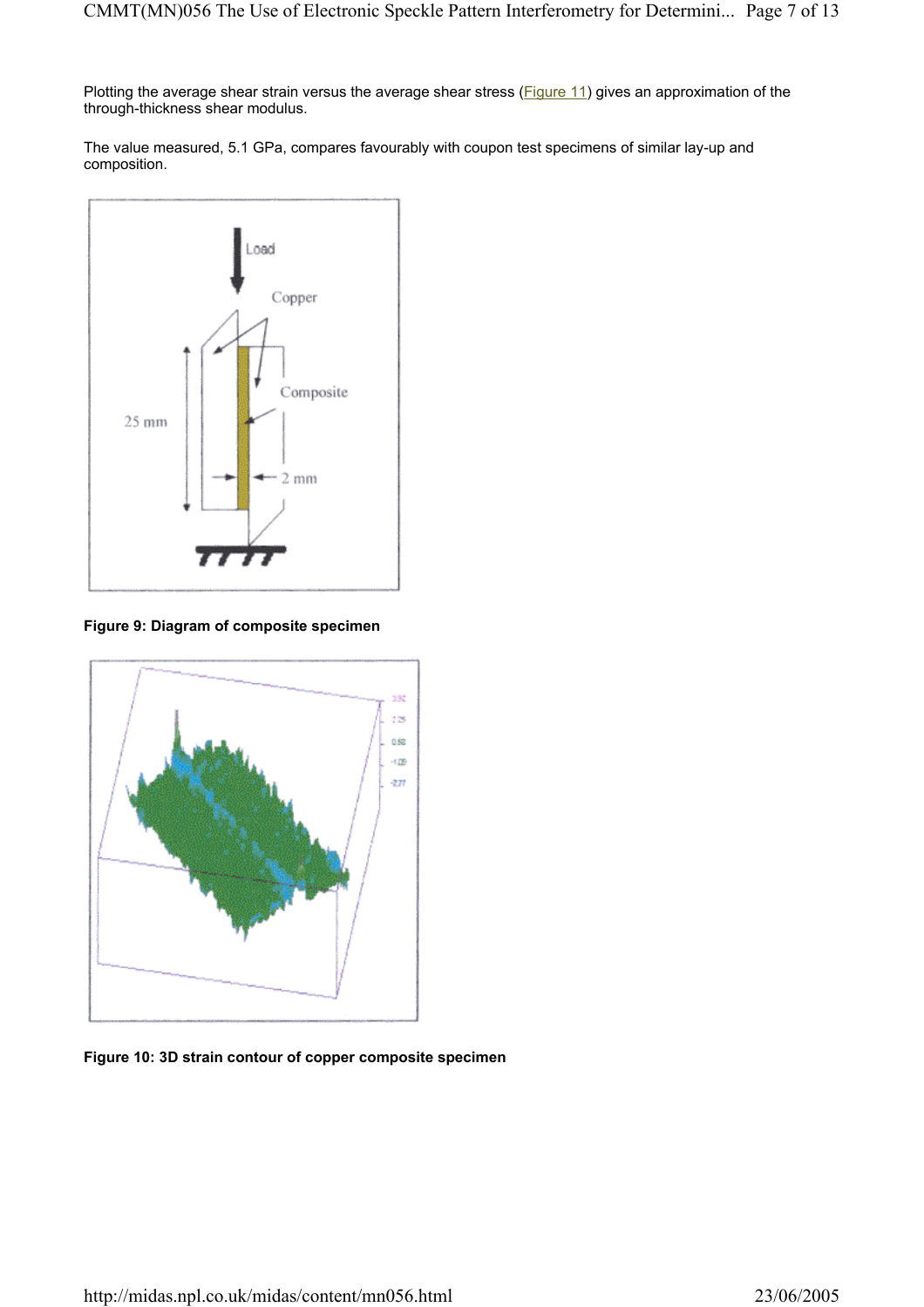Plotting the average shear strain versus the average shear stress (Figure 11) gives an approximation of the through-thickness shear modulus.

The value measured, 5.1 GPa, compares favourably with coupon test specimens of similar lay-up and composition.

**Figure 9: Diagram of composite specimen**

**Figure 10: 3D strain contour of copper composite specimen**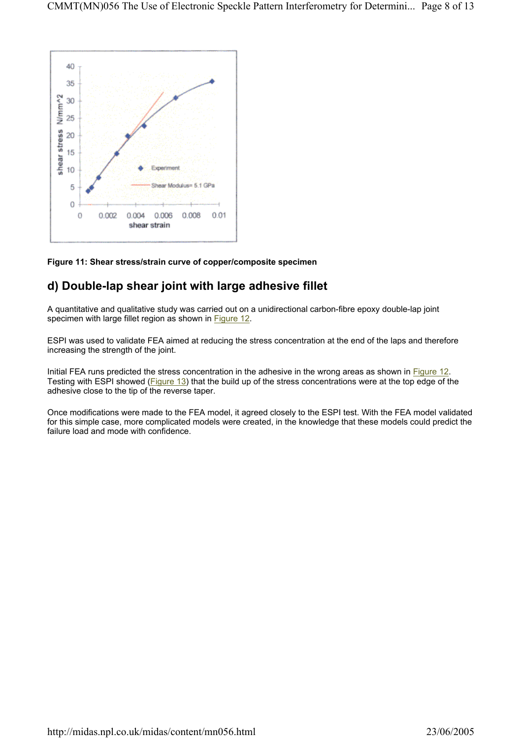**Figure 11: Shear stress/strain curve of copper/composite specimen**

## d) Double-lap shear joint with large adhesive fillet

A quantitative and qualitative study was carried out on a unidirectional carbon-fibre epoxy double-lap joint specimen with large fillet region as shown in Figure 12.

ESPI was used to validate FEA aimed at reducing the stress concentration at the end of the laps and therefore increasing the strength of the joint.

Initial FEA runs predicted the stress concentration in the adhesive in the wrong areas as shown in Figure 12. Testing with ESPI showed (Figure 13) that the build up of the stress concentrations were at the top edge of the adhesive close to the tip of the reverse taper.

Once modifications were made to the FEA model, it agreed closely to the ESPI test. With the FEA model validated for this simple case, more complicated models were created, in the knowledge that these models could predict the failure load and mode with confidence.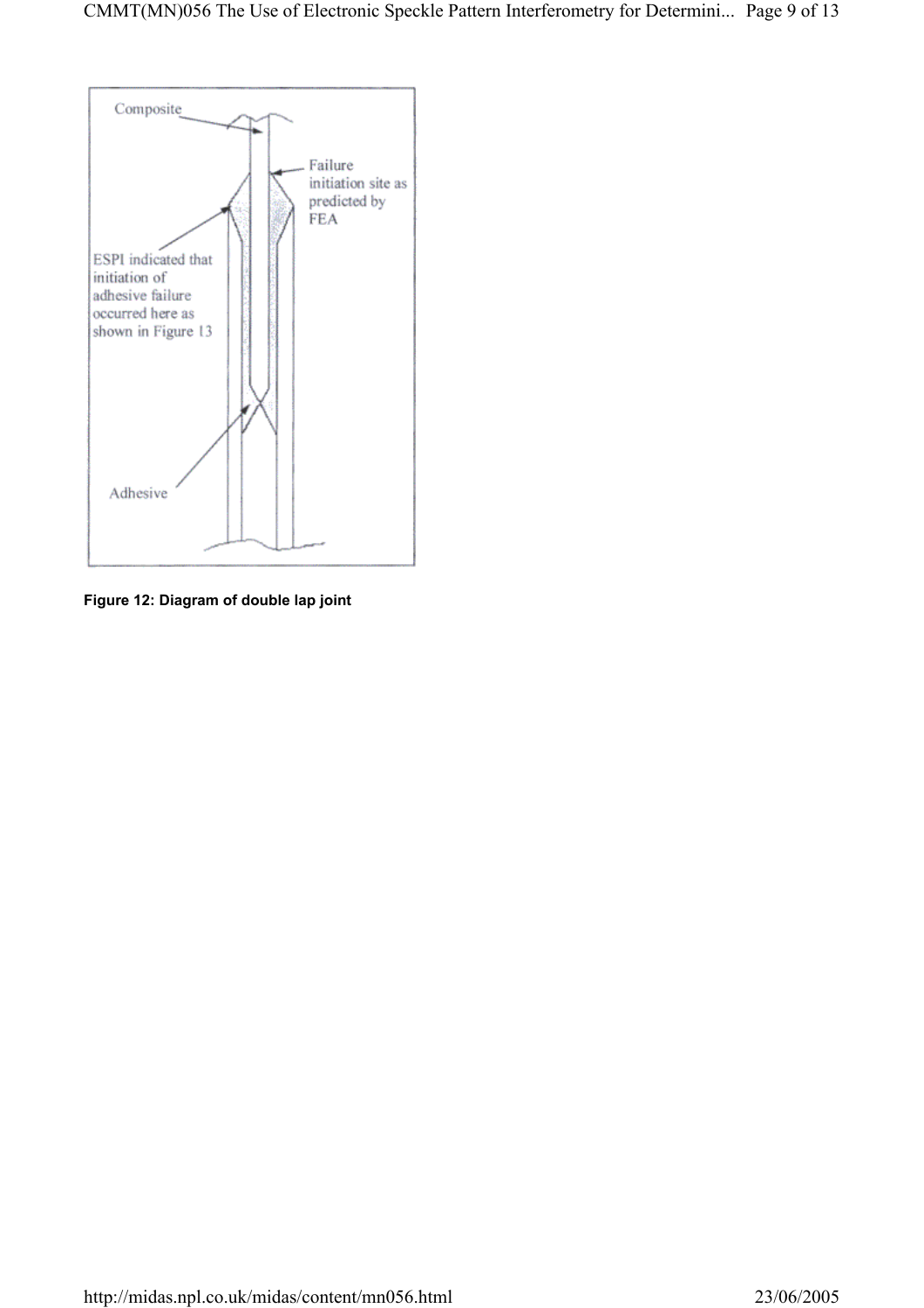Composite

Failure initiation site as predicted by FEA

ESPI indicated that initiation of adhesive failure occurred here as shown in Figure 13

Adhesive

**Figure 12: Diagram of double lap joint**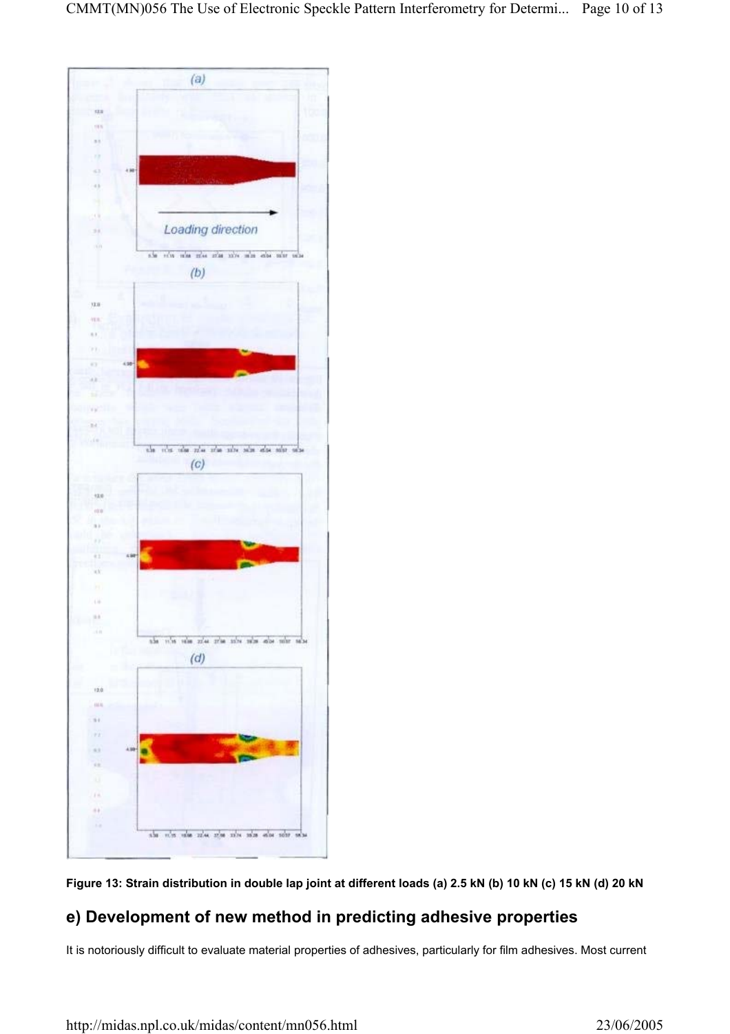**Figure 13: Strain distribution in double lap joint at different loads (a) 2.5 kN (b) 10 kN (c) 15 kN (d) 20 kN**

## e) Development of new method in predicting adhesive properties

It is notoriously difficult to evaluate material properties of adhesives, particularly for film adhesives. Most current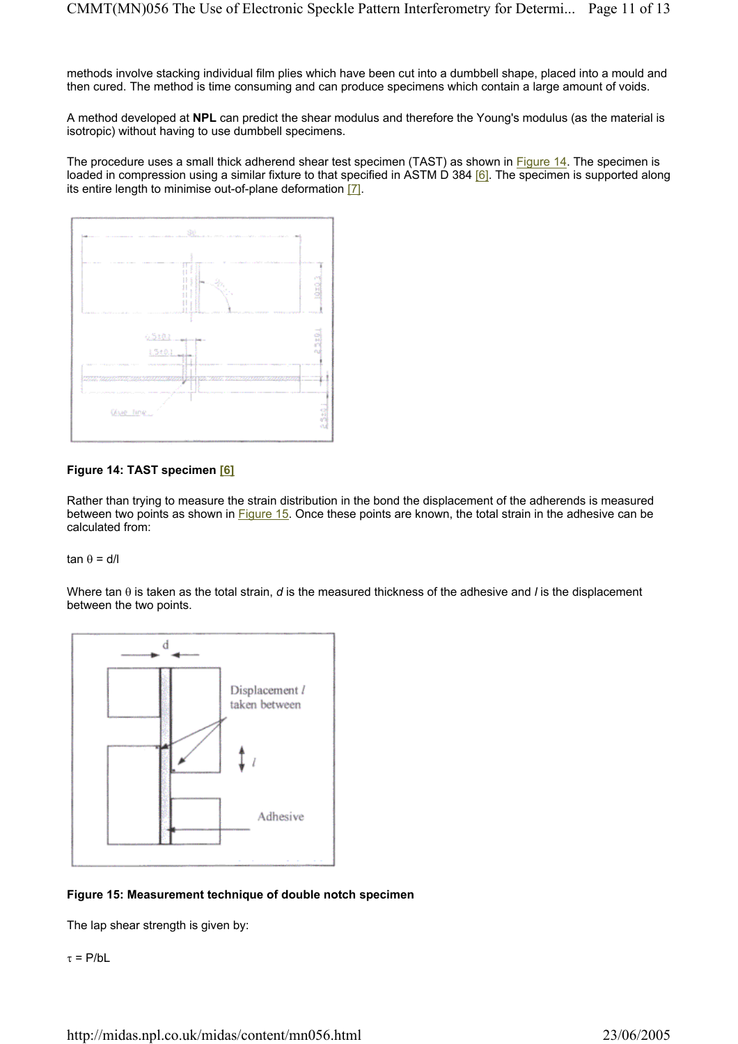methods involve stacking individual film plies which have been cut into a dumbbell shape, placed into a mould and then cured. The method is time consuming and can produce specimens which contain a large amount of voids.

A method developed at **NPL** can predict the shear modulus and therefore the Young's modulus (as the material is isotropic) without having to use dumbbell specimens.

The procedure uses a small thick adherend shear test specimen (TAST) as shown in Figure 14. The specimen is loaded in compression using a similar fixture to that specified in ASTM D 384 [6]. The specimen is supported along its entire length to minimise out-of-plane deformation [7].

**Figure 14: TAST specimen [6]**

Rather than trying to measure the strain distribution in the bond the displacement of the adherends is measured between two points as shown in Figure 15. Once these points are known, the total strain in the adhesive can be calculated from:

$\tan \theta = d/l$

Where $\tan \theta$ is taken as the total strain, *d* is the measured thickness of the adhesive and *l* is the displacement between the two points.

**Figure 15: Measurement technique of double notch specimen**

The lap shear strength is given by:

$\tau = P/bL$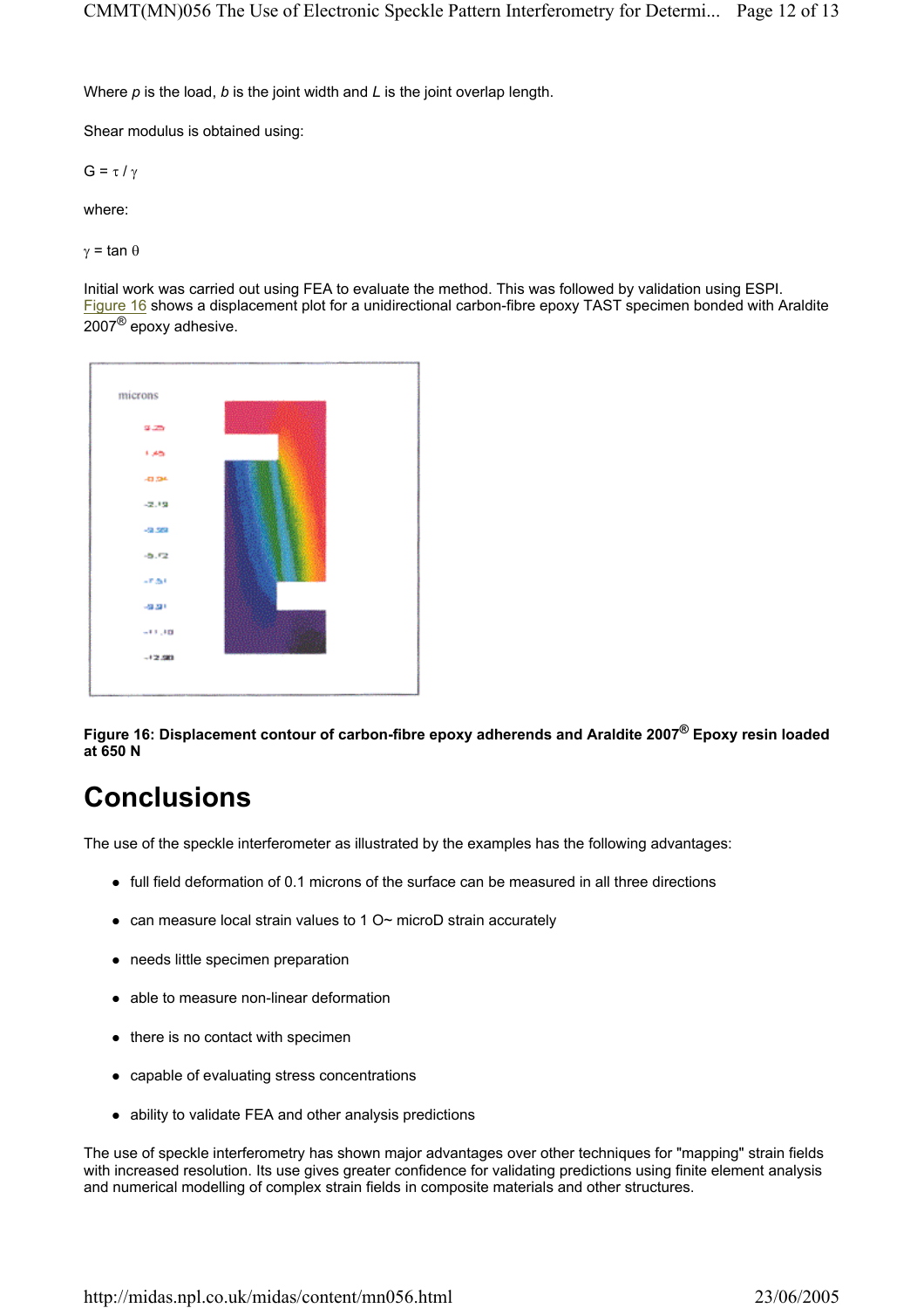Where $p$ is the load, $b$ is the joint width and $L$ is the joint overlap length.

Shear modulus is obtained using:

$G = \tau / \gamma$

where:

$\gamma = \tan \theta$

Initial work was carried out using FEA to evaluate the method. This was followed by validation using ESPI. Figure 16 shows a displacement plot for a unidirectional carbon-fibre epoxy TAST specimen bonded with Araldite 2007® epoxy adhesive.

**Figure 16: Displacement contour of carbon-fibre epoxy adherends and Araldite 2007® Epoxy resin loaded at 650 N**

# Conclusions

The use of the speckle interferometer as illustrated by the examples has the following advantages:

- full field deformation of 0.1 microns of the surface can be measured in all three directions
- can measure local strain values to 1 O~ microD strain accurately
- needs little specimen preparation
- able to measure non-linear deformation
- there is no contact with specimen
- capable of evaluating stress concentrations
- ability to validate FEA and other analysis predictions

The use of speckle interferometry has shown major advantages over other techniques for "mapping" strain fields with increased resolution. Its use gives greater confidence for validating predictions using finite element analysis and numerical modelling of complex strain fields in composite materials and other structures.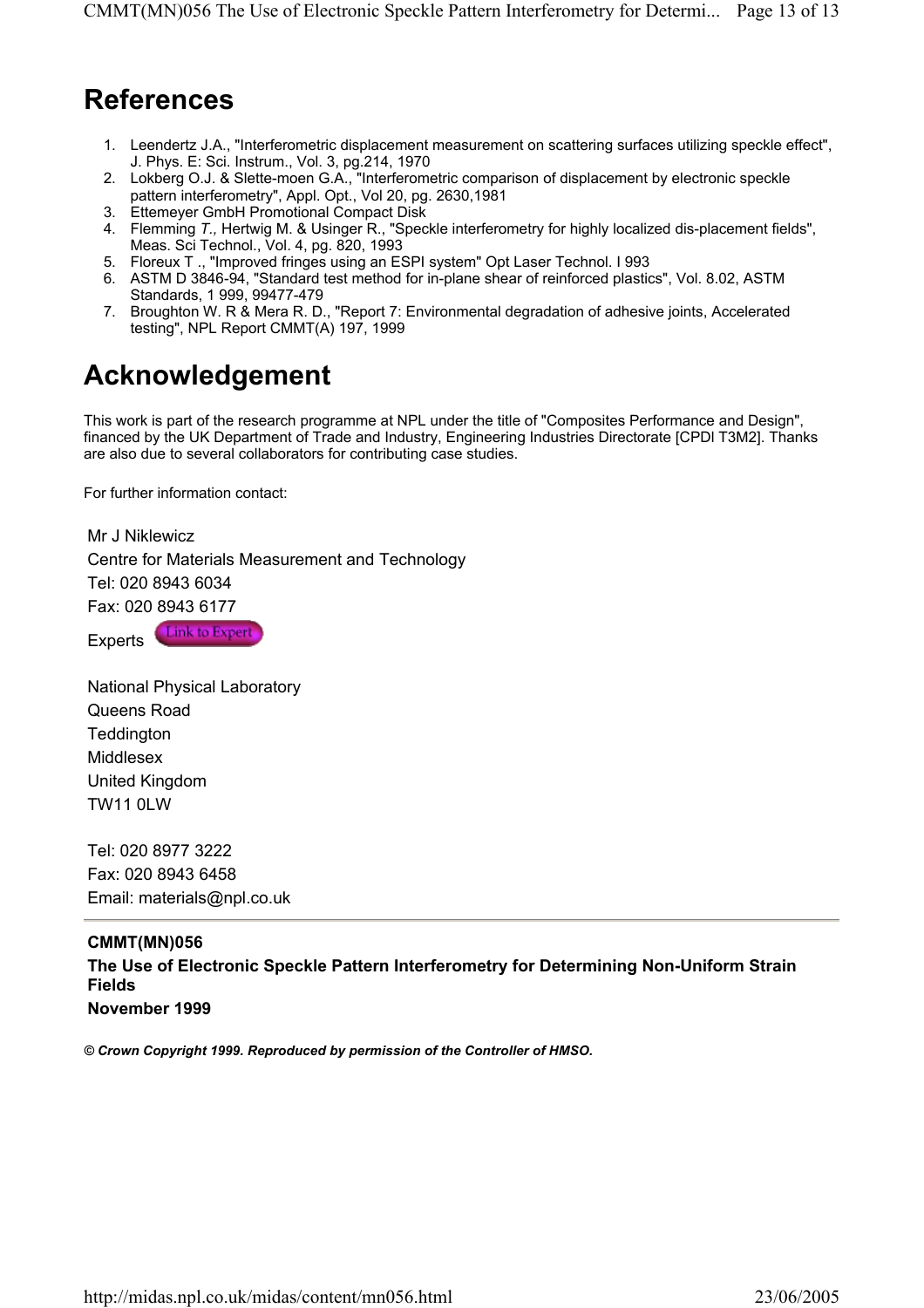# References

1. Leendertz J.A., "Interferometric displacement measurement on scattering surfaces utilizing speckle effect", J. Phys. E: Sci. Instrum., Vol. 3, pg.214, 1970
2. Lokberg O.J. & Slette-moen G.A., "Interferometric comparison of displacement by electronic speckle pattern interferometry", Appl. Opt., Vol 20, pg. 2630,1981
3. Ettemeyer GmbH Promotional Compact Disk
4. Flemming *T.,* Hertwig M. & Usinger R., "Speckle interferometry for highly localized dis-placement fields", Meas. Sci Technol., Vol. 4, pg. 820, 1993
5. Floreux T ., "Improved fringes using an ESPI system" Opt Laser Technol. I 993
6. ASTM D 3846-94, "Standard test method for in-plane shear of reinforced plastics", Vol. 8.02, ASTM Standards, 1 999, 99477-479
7. Broughton W. R & Mera R. D., "Report 7: Environmental degradation of adhesive joints, Accelerated testing", NPL Report CMMT(A) 197, 1999

# Acknowledgement

This work is part of the research programme at NPL under the title of "Composites Performance and Design", financed by the UK Department of Trade and Industry, Engineering Industries Directorate [CPDl T3M2]. Thanks are also due to several collaborators for contributing case studies.

For further information contact:

Mr J Niklewicz
Centre for Materials Measurement and Technology
Tel: 020 8943 6034
Fax: 020 8943 6177
Experts Link to Expert

National Physical Laboratory
Queens Road
Teddington
Middlesex
United Kingdom
TW11 0LW

Tel: 020 8977 3222
Fax: 020 8943 6458
Email: materials@npl.co.uk

---

**CMMT(MN)056**
**The Use of Electronic Speckle Pattern Interferometry for Determining Non-Uniform Strain Fields**
**November 1999**

***© Crown Copyright 1999. Reproduced by permission of the Controller of HMSO.***